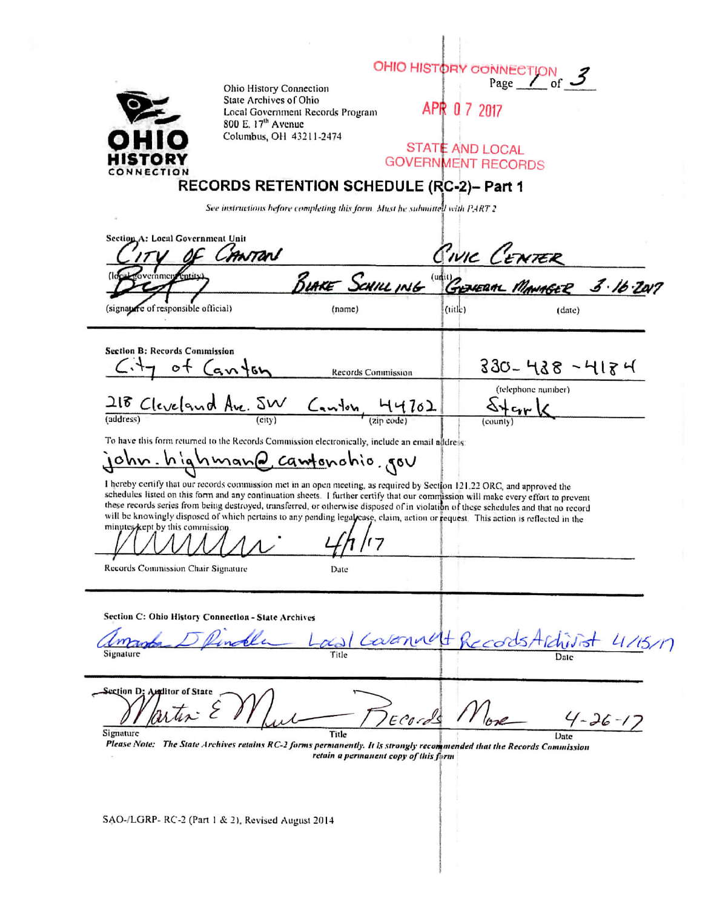OHIO HISTORY CONNECTION

Page 1 of 3

APR 07 2017

STATE AND LOCAL GOVERNMENT RECORDS

OHIO HISTORY CONNECTION

Ohio History Connection
State Archives of Ohio
Local Government Records Program
800 E. 17th Avenue
Columbus, OH 43211-2474

# RECORDS RETENTION SCHEDULE (RC-2)– Part 1

*See instructions before completing this form. Must be submitted with PART 2*

**Section A: Local Government Unit**

CITY OF CANTON (local government entity) — CIVIC CENTER (unit)

(signature of responsible official) — BLAKE SCHILLING (name) — GENERAL MANAGER (title) — 3·16·2017 (date)

**Section B: Records Commission**

City of Canton Records Commission — 330-438-4184 (telephone number)

218 Cleveland Ave. SW (address) — Canton (city), 44702 (zip code) — Stark (county)

To have this form returned to the Records Commission electronically, include an email address:

john.highman@cantonohio.gov

I hereby certify that our records commission met in an open meeting, as required by Section 121.22 ORC, and approved the schedules listed on this form and any continuation sheets. I further certify that our commission will make every effort to prevent these records series from being destroyed, transferred, or otherwise disposed of in violation of these schedules and that no record will be knowingly disposed of which pertains to any pending legal case, claim, action or request. This action is reflected in the minutes kept by this commission.

Records Commission Chair Signature — Date: 4/1/17

**Section C: Ohio History Connection - State Archives**

Signature: Amanda D Pindle — Title: Local Government Records Archivist — Date: 4/15/17

**Section D: Auditor of State**

Signature: Martin E Mull — Title: Records Mgr — Date: 4-26-17

***Please Note:*** *The State Archives retains RC-2 forms permanently. It is strongly recommended that the Records Commission retain a permanent copy of this form*

SAO-/LGRP- RC-2 (Part 1 & 2), Revised August 2014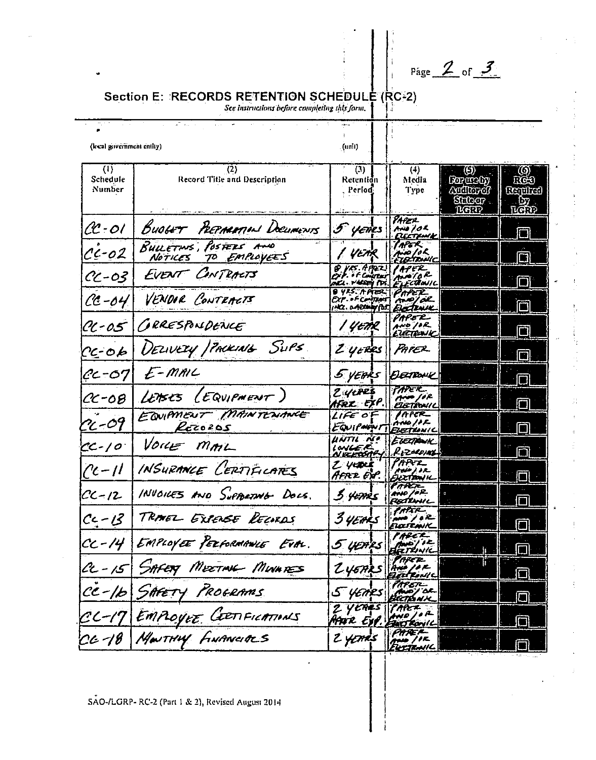## Section E: RECORDS RETENTION SCHEDULE (RC-2)

*See instructions before completing this form.*

(local government entity) (unit)

| (1) Schedule Number | (2) Record Title and Description | (3) Retention Period | (4) Media Type | (5) For use by Auditor of State or LGRP | (6) RC-3 Required by LGRP |
|---|---|---|---|---|---|
| CC-01 | BUDGET PREPARATION DOCUMENTS | 5 YEARS | PAPER AND/OR ELECTRONIC | | ☐ |
| CC-02 | BULLETINS, POSTERS AND NOTICES TO EMPLOYEES | 1 YEAR | PAPER AND/OR ELECTRONIC | | ☐ |
| CC-03 | EVENT CONTRACTS | 8 YRS. AFTER EXP. OF CONTRACT INCL. WARRANTY PER. | PAPER AND/OR ELECTRONIC | | ☐ |
| CC-04 | VENDOR CONTRACTS | 8 YRS. AFTER EXP. OF CONTRACT INCL. WARRANTY PER. | PAPER AND/OR ELECTRONIC | | ☐ |
| CC-05 | CORRESPONDENCE | 1 YEAR | PAPER AND/OR ELECTRONIC | | ☐ |
| CC-06 | DELIVERY/PACKING SLIPS | 2 YEARS | PAPER | | ☐ |
| CC-07 | E-MAIL | 5 YEARS | ELECTRONIC | | ☐ |
| CC-08 | LEASES (EQUIPMENT) | 2 YEARS AFTER EXP. | PAPER AND/OR ELECTRONIC | | ☐ |
| CC-09 | EQUIPMENT MAINTENANCE RECORDS | LIFE OF EQUIPMENT | PAPER AND/OR ELECTRONIC | | ☐ |
| CC-10 | VOICE MAIL | UNTIL NO LONGER NECESSARY | ELECTRONIC RECORDING | | ☐ |
| CC-11 | INSURANCE CERTIFICATES | 2 YEARS AFTER EXP. | PAPER AND/OR ELECTRONIC | | ☐ |
| CC-12 | INVOICES AND SUPPORTING DOCS. | 3 YEARS | PAPER AND/OR ELECTRONIC | | ☐ |
| CC-13 | TRAVEL EXPENSE RECORDS | 3 YEARS | PAPER AND/OR ELECTRONIC | | ☐ |
| CC-14 | EMPLOYEE PERFORMANCE EVAL. | 5 YEARS | PAPER AND/OR ELECTRONIC | | ☐ |
| CC-15 | SAFETY MEETING MINUTES | 2 YEARS | PAPER AND/OR ELECTRONIC | | ☐ |
| CC-16 | SAFETY PROGRAMS | 5 YEARS | PAPER AND/OR ELECTRONIC | | ☐ |
| CC-17 | EMPLOYEE CERTIFICATIONS | 2 YEARS AFTER EXP. | PAPER AND/OR ELECTRONIC | | ☐ |
| CC-18 | MONTHLY FINANCIALS | 2 YEARS | PAPER AND/OR ELECTRONIC | | ☐ |

SAO-/LGRP- RC-2 (Part 1 & 2), Revised August 2014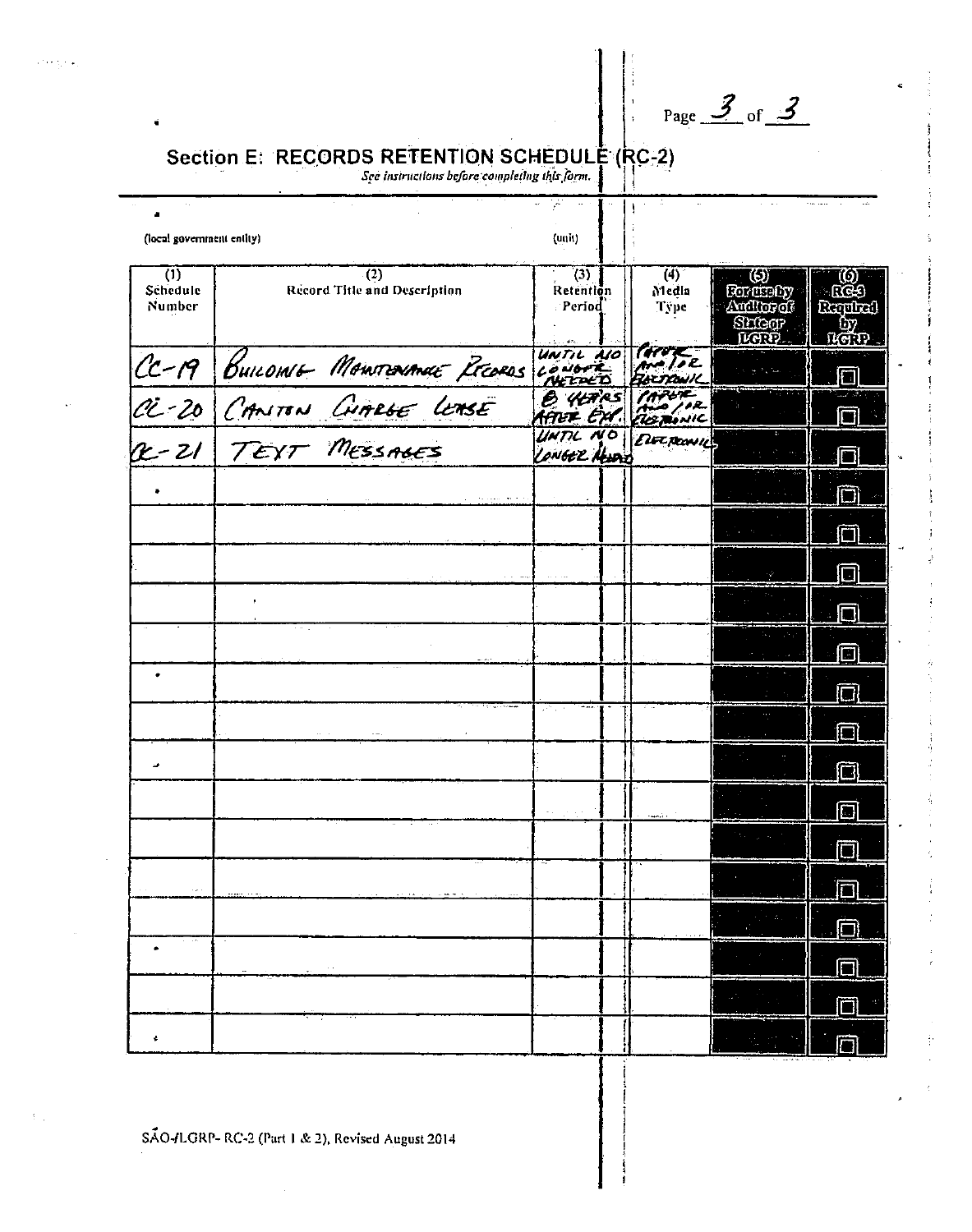## Section E: RECORDS RETENTION SCHEDULE (RC-2)

*See instructions before completing this form.*

(local government entity) (unit)

| (1) Schedule Number | (2) Record Title and Description | (3) Retention Period | (4) Media Type | (5) For use by Auditor of State or LGRP | (6) RC-3 Required by LGRP |
|---|---|---|---|---|---|
| CC-19 | BUILDING MAINTENANCE RECORDS | UNTIL NO LONGER NEEDED | PAPER AND/OR ELECTRONIC | | ☐ |
| CC-20 | CANTON CHARGE LEASE | 8 YEARS AFTER EXP. | PAPER AND/OR ELECTRONIC | | ☐ |
| CC-21 | TEXT MESSAGES | UNTIL NO LONGER NEEDED | ELECTRONIC | | ☐ |
| | | | | | ☐ |
| | | | | | ☐ |
| | | | | | ☐ |
| | | | | | ☐ |
| | | | | | ☐ |
| | | | | | ☐ |
| | | | | | ☐ |
| | | | | | ☐ |
| | | | | | ☐ |
| | | | | | ☐ |
| | | | | | ☐ |
| | | | | | ☐ |
| | | | | | ☐ |
| | | | | | ☐ |
| | | | | | ☐ |

SAO-/LGRP- RC-2 (Part 1 & 2), Revised August 2014